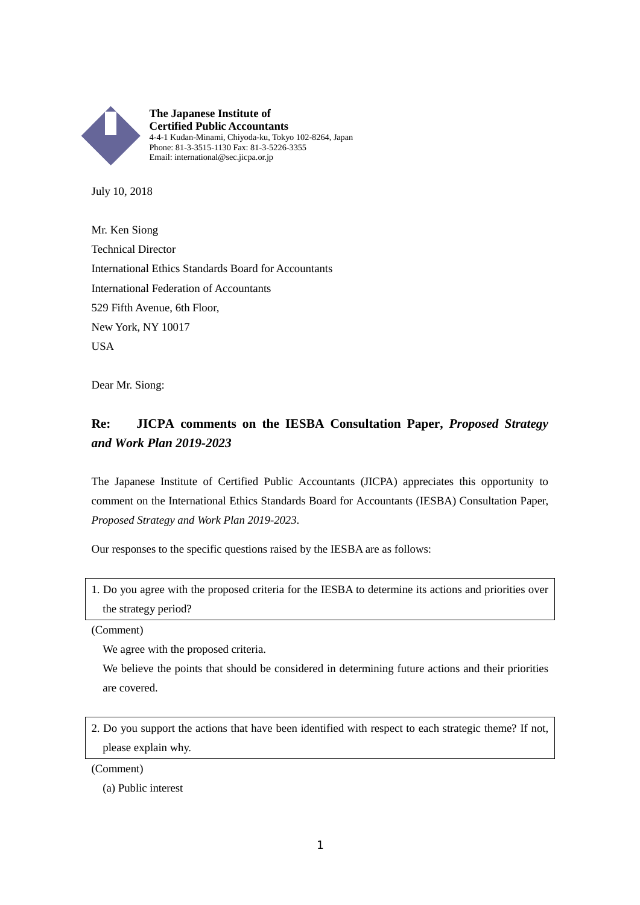**The Japanese Institute of Certified Public Accountants**
4-4-1 Kudan-Minami, Chiyoda-ku, Tokyo 102-8264, Japan
Phone: 81-3-3515-1130 Fax: 81-3-5226-3355
Email: international@sec.jicpa.or.jp

July 10, 2018

Mr. Ken Siong
Technical Director
International Ethics Standards Board for Accountants
International Federation of Accountants
529 Fifth Avenue, 6th Floor,
New York, NY 10017
USA

Dear Mr. Siong:

## Re: JICPA comments on the IESBA Consultation Paper, *Proposed Strategy and Work Plan 2019-2023*

The Japanese Institute of Certified Public Accountants (JICPA) appreciates this opportunity to comment on the International Ethics Standards Board for Accountants (IESBA) Consultation Paper, *Proposed Strategy and Work Plan 2019-2023*.

Our responses to the specific questions raised by the IESBA are as follows:

> 1. Do you agree with the proposed criteria for the IESBA to determine its actions and priorities over the strategy period?

(Comment)

We agree with the proposed criteria.

We believe the points that should be considered in determining future actions and their priorities are covered.

> 2. Do you support the actions that have been identified with respect to each strategic theme? If not, please explain why.

(Comment)

(a) Public interest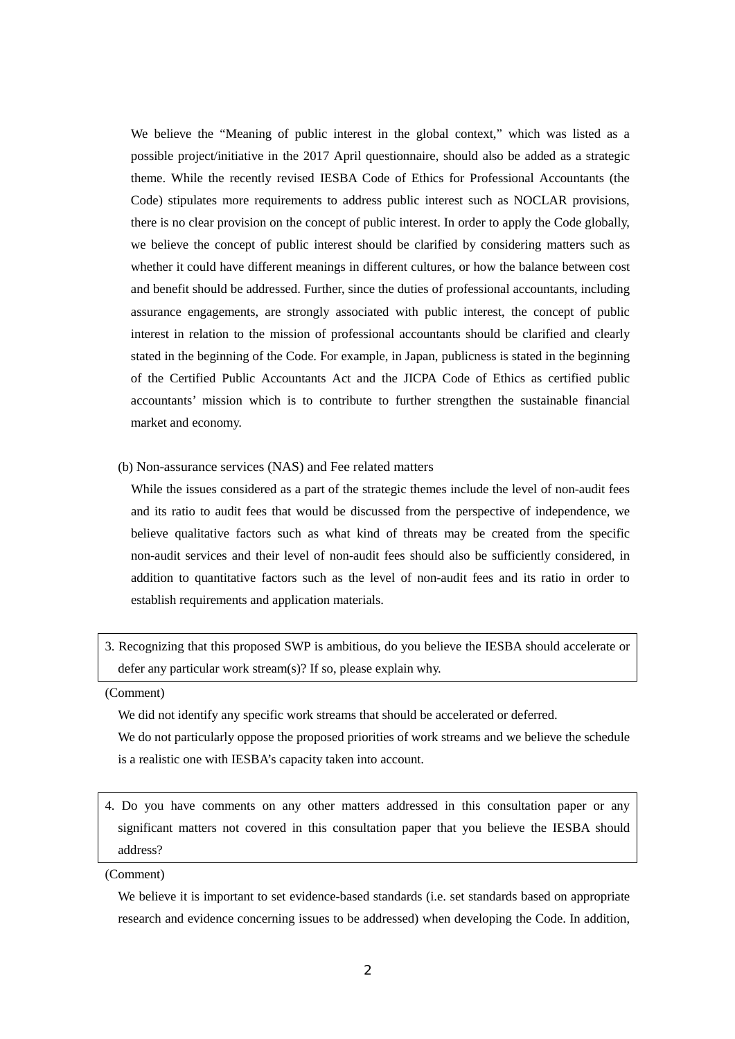We believe the "Meaning of public interest in the global context," which was listed as a possible project/initiative in the 2017 April questionnaire, should also be added as a strategic theme. While the recently revised IESBA Code of Ethics for Professional Accountants (the Code) stipulates more requirements to address public interest such as NOCLAR provisions, there is no clear provision on the concept of public interest. In order to apply the Code globally, we believe the concept of public interest should be clarified by considering matters such as whether it could have different meanings in different cultures, or how the balance between cost and benefit should be addressed. Further, since the duties of professional accountants, including assurance engagements, are strongly associated with public interest, the concept of public interest in relation to the mission of professional accountants should be clarified and clearly stated in the beginning of the Code. For example, in Japan, publicness is stated in the beginning of the Certified Public Accountants Act and the JICPA Code of Ethics as certified public accountants' mission which is to contribute to further strengthen the sustainable financial market and economy.

(b) Non-assurance services (NAS) and Fee related matters

While the issues considered as a part of the strategic themes include the level of non-audit fees and its ratio to audit fees that would be discussed from the perspective of independence, we believe qualitative factors such as what kind of threats may be created from the specific non-audit services and their level of non-audit fees should also be sufficiently considered, in addition to quantitative factors such as the level of non-audit fees and its ratio in order to establish requirements and application materials.

3. Recognizing that this proposed SWP is ambitious, do you believe the IESBA should accelerate or defer any particular work stream(s)? If so, please explain why.

(Comment)

We did not identify any specific work streams that should be accelerated or deferred.

We do not particularly oppose the proposed priorities of work streams and we believe the schedule is a realistic one with IESBA's capacity taken into account.

4. Do you have comments on any other matters addressed in this consultation paper or any significant matters not covered in this consultation paper that you believe the IESBA should address?

(Comment)

We believe it is important to set evidence-based standards (i.e. set standards based on appropriate research and evidence concerning issues to be addressed) when developing the Code. In addition,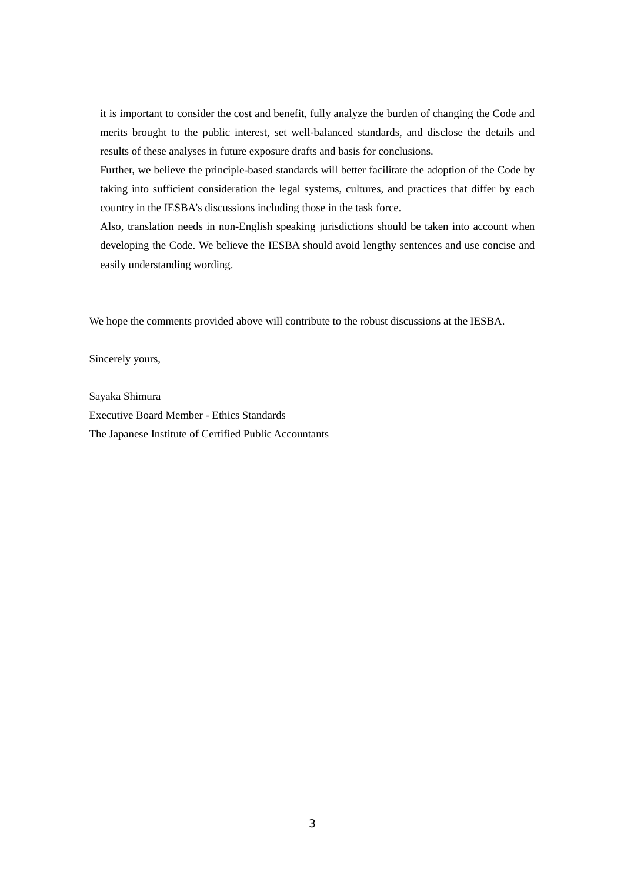it is important to consider the cost and benefit, fully analyze the burden of changing the Code and merits brought to the public interest, set well-balanced standards, and disclose the details and results of these analyses in future exposure drafts and basis for conclusions.

Further, we believe the principle-based standards will better facilitate the adoption of the Code by taking into sufficient consideration the legal systems, cultures, and practices that differ by each country in the IESBA's discussions including those in the task force.

Also, translation needs in non-English speaking jurisdictions should be taken into account when developing the Code. We believe the IESBA should avoid lengthy sentences and use concise and easily understanding wording.

We hope the comments provided above will contribute to the robust discussions at the IESBA.

Sincerely yours,

Sayaka Shimura  
Executive Board Member - Ethics Standards  
The Japanese Institute of Certified Public Accountants